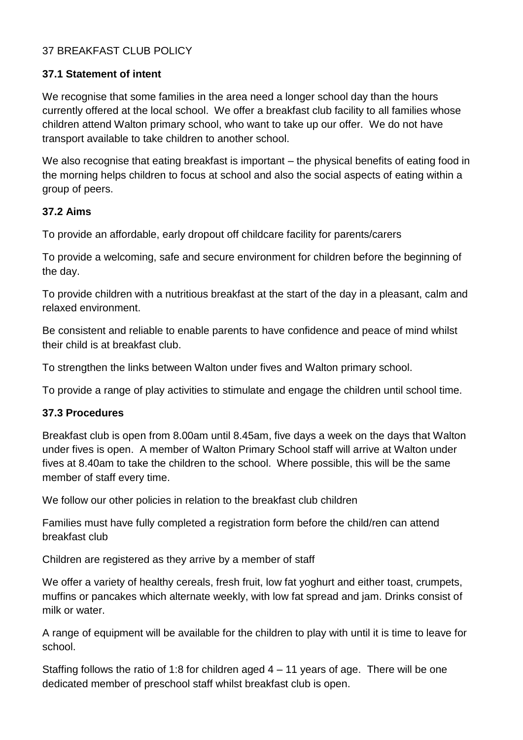# 37 BREAKFAST CLUB POLICY

## 37.1 Statement of intent

We recognise that some families in the area need a longer school day than the hours currently offered at the local school. We offer a breakfast club facility to all families whose children attend Walton primary school, who want to take up our offer. We do not have transport available to take children to another school.

We also recognise that eating breakfast is important – the physical benefits of eating food in the morning helps children to focus at school and also the social aspects of eating within a group of peers.

## 37.2 Aims

To provide an affordable, early dropout off childcare facility for parents/carers

To provide a welcoming, safe and secure environment for children before the beginning of the day.

To provide children with a nutritious breakfast at the start of the day in a pleasant, calm and relaxed environment.

Be consistent and reliable to enable parents to have confidence and peace of mind whilst their child is at breakfast club.

To strengthen the links between Walton under fives and Walton primary school.

To provide a range of play activities to stimulate and engage the children until school time.

## 37.3 Procedures

Breakfast club is open from 8.00am until 8.45am, five days a week on the days that Walton under fives is open. A member of Walton Primary School staff will arrive at Walton under fives at 8.40am to take the children to the school. Where possible, this will be the same member of staff every time.

We follow our other policies in relation to the breakfast club children

Families must have fully completed a registration form before the child/ren can attend breakfast club

Children are registered as they arrive by a member of staff

We offer a variety of healthy cereals, fresh fruit, low fat yoghurt and either toast, crumpets, muffins or pancakes which alternate weekly, with low fat spread and jam. Drinks consist of milk or water.

A range of equipment will be available for the children to play with until it is time to leave for school.

Staffing follows the ratio of 1:8 for children aged 4 – 11 years of age. There will be one dedicated member of preschool staff whilst breakfast club is open.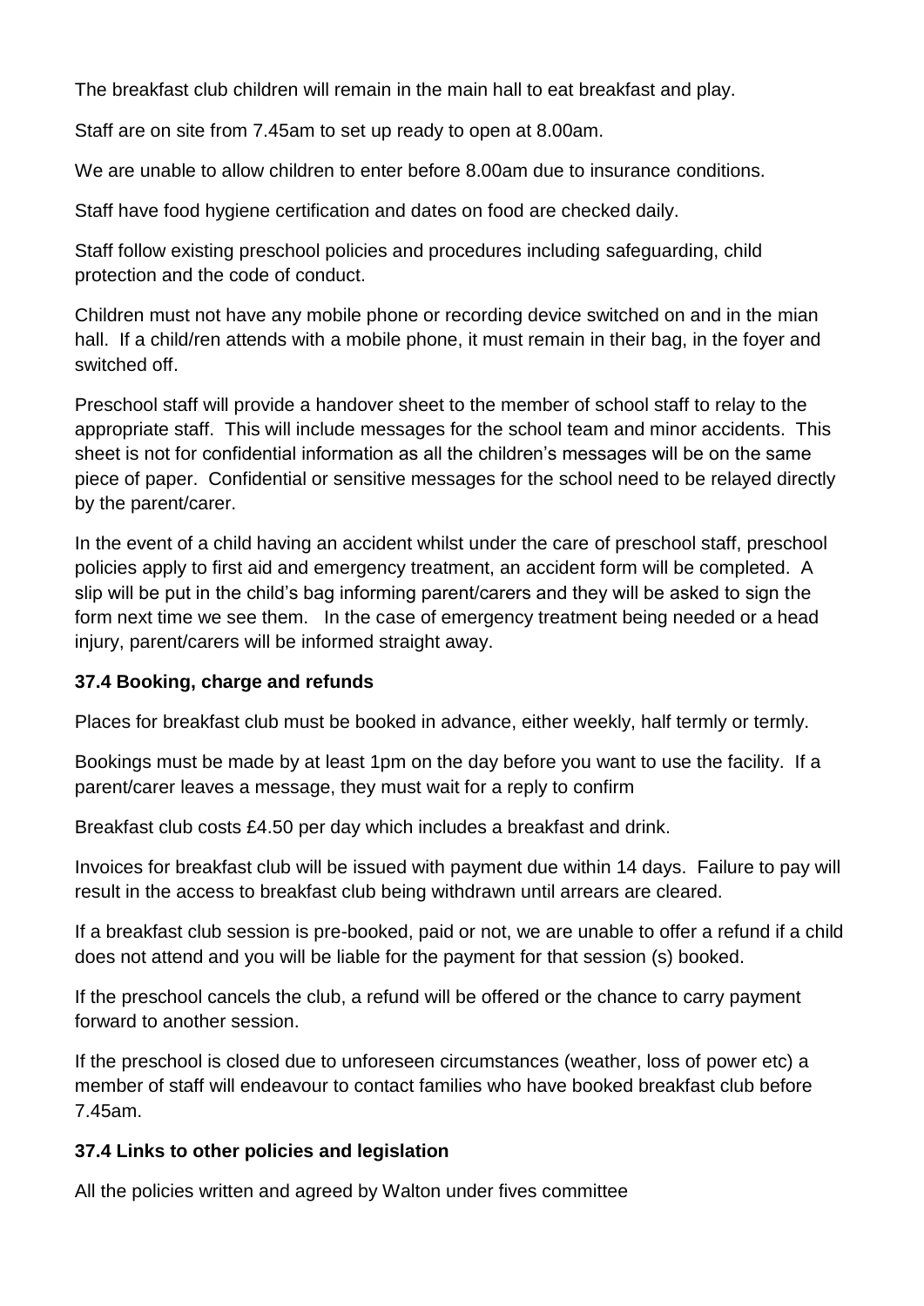The breakfast club children will remain in the main hall to eat breakfast and play.

Staff are on site from 7.45am to set up ready to open at 8.00am.

We are unable to allow children to enter before 8.00am due to insurance conditions.

Staff have food hygiene certification and dates on food are checked daily.

Staff follow existing preschool policies and procedures including safeguarding, child protection and the code of conduct.

Children must not have any mobile phone or recording device switched on and in the mian hall. If a child/ren attends with a mobile phone, it must remain in their bag, in the foyer and switched off.

Preschool staff will provide a handover sheet to the member of school staff to relay to the appropriate staff. This will include messages for the school team and minor accidents. This sheet is not for confidential information as all the children's messages will be on the same piece of paper. Confidential or sensitive messages for the school need to be relayed directly by the parent/carer.

In the event of a child having an accident whilst under the care of preschool staff, preschool policies apply to first aid and emergency treatment, an accident form will be completed. A slip will be put in the child's bag informing parent/carers and they will be asked to sign the form next time we see them. In the case of emergency treatment being needed or a head injury, parent/carers will be informed straight away.

**37.4 Booking, charge and refunds**

Places for breakfast club must be booked in advance, either weekly, half termly or termly.

Bookings must be made by at least 1pm on the day before you want to use the facility. If a parent/carer leaves a message, they must wait for a reply to confirm

Breakfast club costs £4.50 per day which includes a breakfast and drink.

Invoices for breakfast club will be issued with payment due within 14 days. Failure to pay will result in the access to breakfast club being withdrawn until arrears are cleared.

If a breakfast club session is pre-booked, paid or not, we are unable to offer a refund if a child does not attend and you will be liable for the payment for that session (s) booked.

If the preschool cancels the club, a refund will be offered or the chance to carry payment forward to another session.

If the preschool is closed due to unforeseen circumstances (weather, loss of power etc) a member of staff will endeavour to contact families who have booked breakfast club before 7.45am.

**37.4 Links to other policies and legislation**

All the policies written and agreed by Walton under fives committee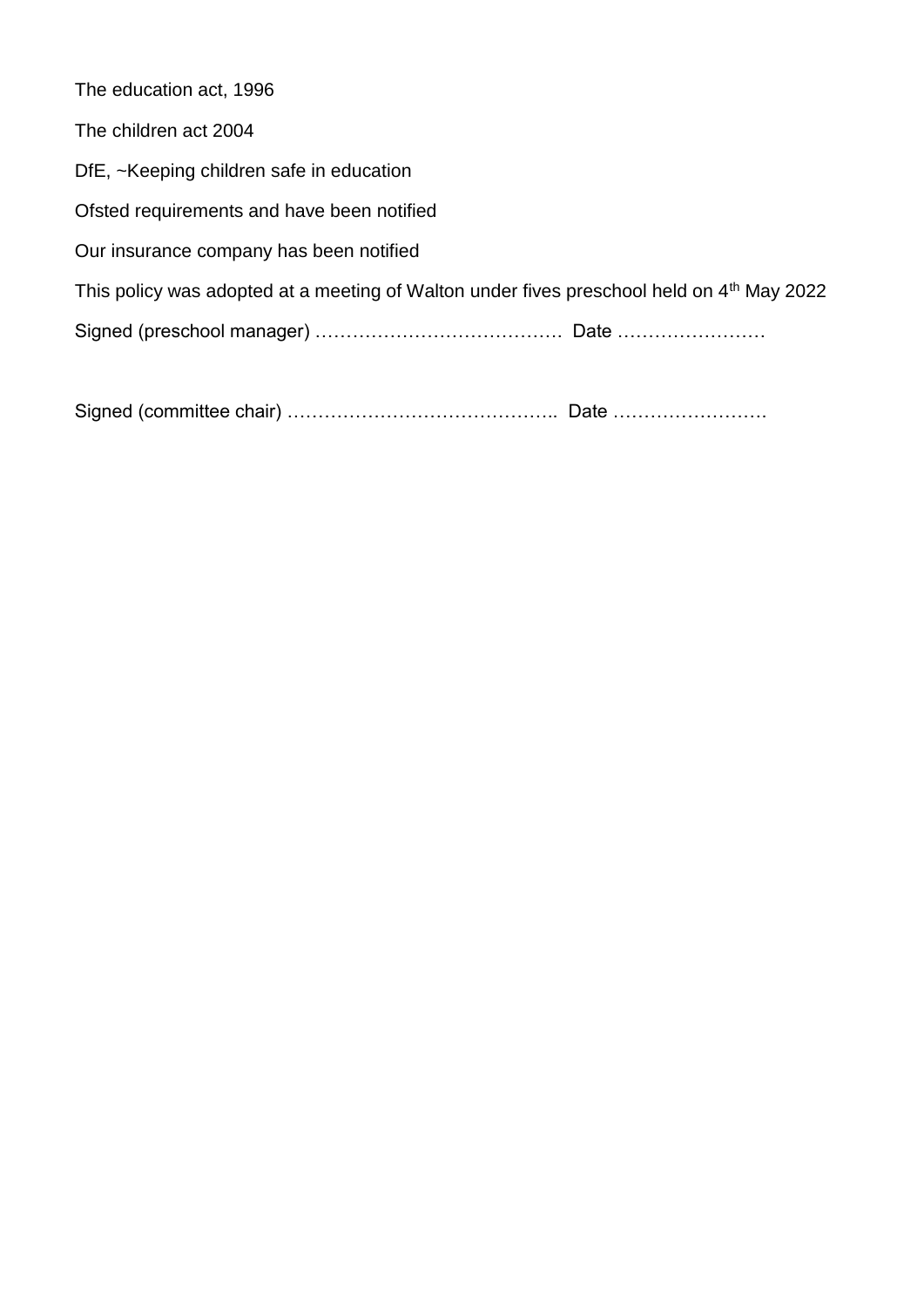The education act, 1996

The children act 2004

DfE, ~Keeping children safe in education

Ofsted requirements and have been notified

Our insurance company has been notified

This policy was adopted at a meeting of Walton under fives preschool held on 4th May 2022

Signed (preschool manager) …………………………………  Date ……………………

Signed (committee chair) ……………………………………..  Date ……………………